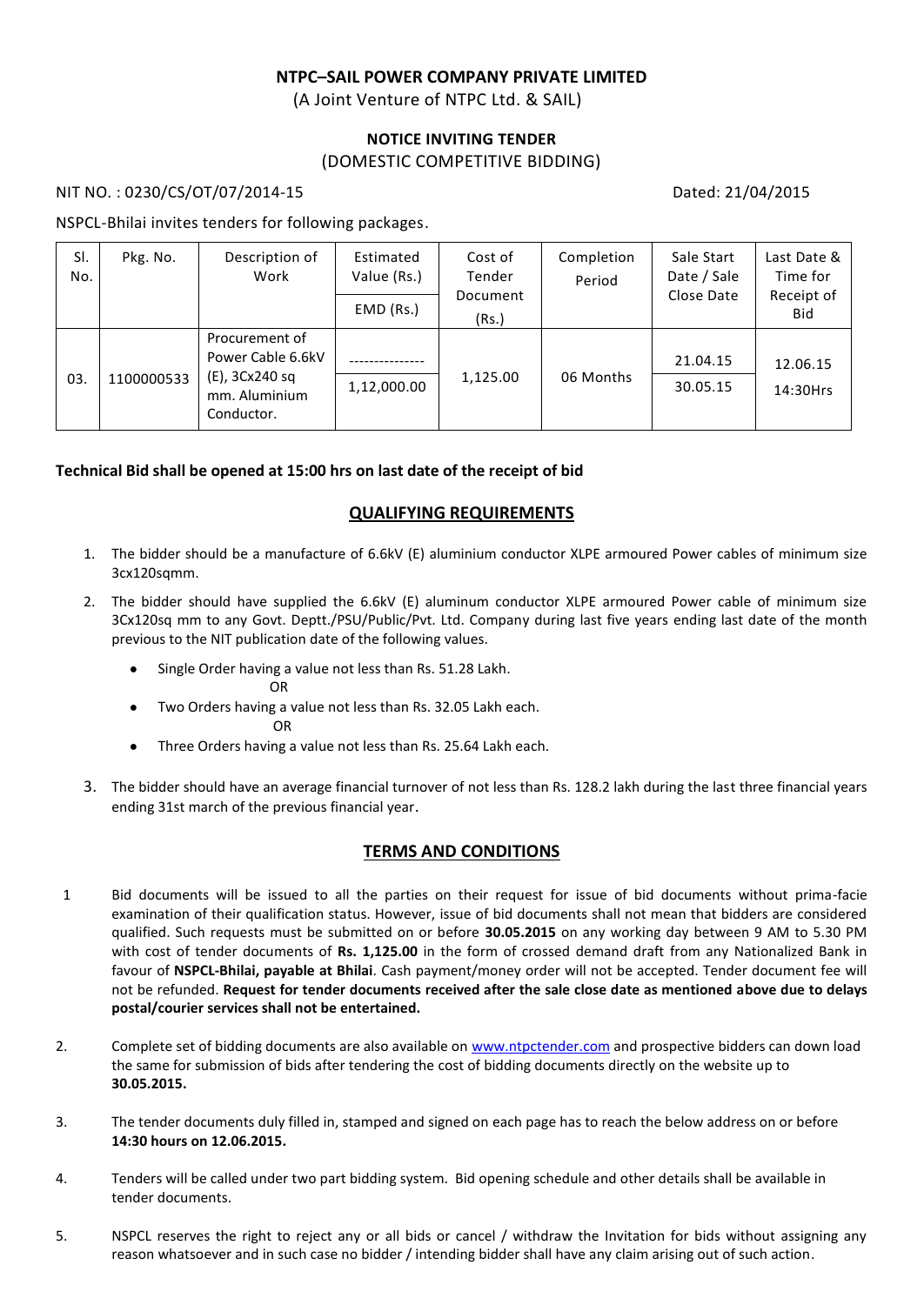**NTPC–SAIL POWER COMPANY PRIVATE LIMITED**

(A Joint Venture of NTPC Ltd. & SAIL)

**NOTICE INVITING TENDER**

(DOMESTIC COMPETITIVE BIDDING)

NIT NO. : 0230/CS/OT/07/2014-15 Dated: 21/04/2015

NSPCL-Bhilai invites tenders for following packages.

| Sl. No. | Pkg. No. | Description of Work | Estimated Value (Rs.) / EMD (Rs.) | Cost of Tender Document (Rs.) | Completion Period | Sale Start Date / Sale Close Date | Last Date & Time for Receipt of Bid |
|---|---|---|---|---|---|---|---|
| 03. | 1100000533 | Procurement of Power Cable 6.6kV (E), 3Cx240 sq mm. Aluminium Conductor. | --------------- / 1,12,000.00 | 1,125.00 | 06 Months | 21.04.15 / 30.05.15 | 12.06.15 14:30Hrs |

**Technical Bid shall be opened at 15:00 hrs on last date of the receipt of bid**

## QUALIFYING REQUIREMENTS

1. The bidder should be a manufacture of 6.6kV (E) aluminium conductor XLPE armoured Power cables of minimum size 3cx120sqmm.
2. The bidder should have supplied the 6.6kV (E) aluminum conductor XLPE armoured Power cable of minimum size 3Cx120sq mm to any Govt. Deptt./PSU/Public/Pvt. Ltd. Company during last five years ending last date of the month previous to the NIT publication date of the following values.
   - Single Order having a value not less than Rs. 51.28 Lakh.
     OR
   - Two Orders having a value not less than Rs. 32.05 Lakh each.
     OR
   - Three Orders having a value not less than Rs. 25.64 Lakh each.
3. The bidder should have an average financial turnover of not less than Rs. 128.2 lakh during the last three financial years ending 31st march of the previous financial year.

## TERMS AND CONDITIONS

1. Bid documents will be issued to all the parties on their request for issue of bid documents without prima-facie examination of their qualification status. However, issue of bid documents shall not mean that bidders are considered qualified. Such requests must be submitted on or before **30.05.2015** on any working day between 9 AM to 5.30 PM with cost of tender documents of **Rs. 1,125.00** in the form of crossed demand draft from any Nationalized Bank in favour of **NSPCL-Bhilai, payable at Bhilai**. Cash payment/money order will not be accepted. Tender document fee will not be refunded. **Request for tender documents received after the sale close date as mentioned above due to delays postal/courier services shall not be entertained.**
2. Complete set of bidding documents are also available on www.ntpctender.com and prospective bidders can down load the same for submission of bids after tendering the cost of bidding documents directly on the website up to **30.05.2015.**
3. The tender documents duly filled in, stamped and signed on each page has to reach the below address on or before **14:30 hours on 12.06.2015.**
4. Tenders will be called under two part bidding system. Bid opening schedule and other details shall be available in tender documents.
5. NSPCL reserves the right to reject any or all bids or cancel / withdraw the Invitation for bids without assigning any reason whatsoever and in such case no bidder / intending bidder shall have any claim arising out of such action.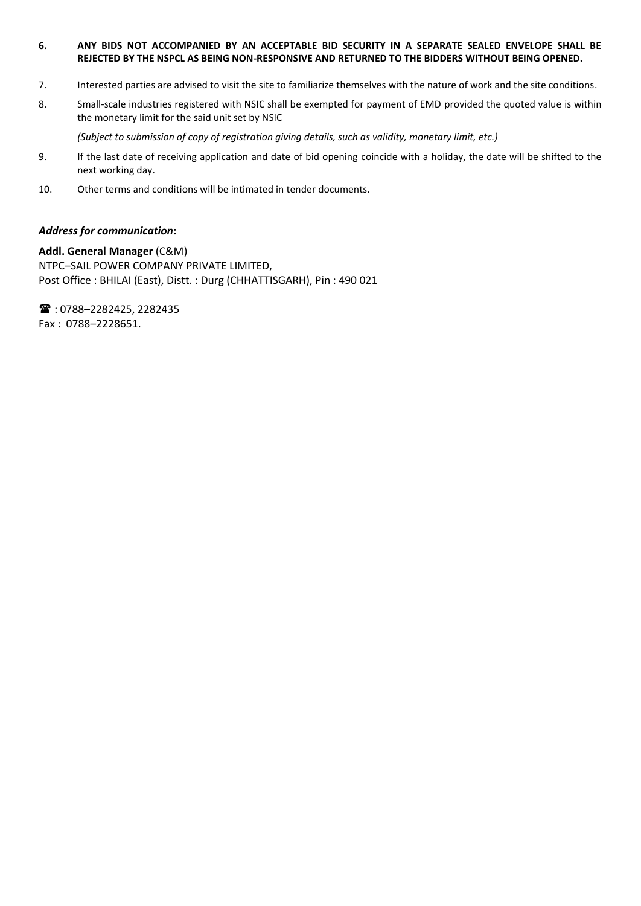6. **ANY BIDS NOT ACCOMPANIED BY AN ACCEPTABLE BID SECURITY IN A SEPARATE SEALED ENVELOPE SHALL BE REJECTED BY THE NSPCL AS BEING NON-RESPONSIVE AND RETURNED TO THE BIDDERS WITHOUT BEING OPENED.**

7. Interested parties are advised to visit the site to familiarize themselves with the nature of work and the site conditions.

8. Small-scale industries registered with NSIC shall be exempted for payment of EMD provided the quoted value is within the monetary limit for the said unit set by NSIC

   *(Subject to submission of copy of registration giving details, such as validity, monetary limit, etc.)*

9. If the last date of receiving application and date of bid opening coincide with a holiday, the date will be shifted to the next working day.

10. Other terms and conditions will be intimated in tender documents.

***Address for communication*:**

**Addl. General Manager** (C&M)
NTPC–SAIL POWER COMPANY PRIVATE LIMITED,
Post Office : BHILAI (East), Distt. : Durg (CHHATTISGARH), Pin : 490 021

☎ : 0788–2282425, 2282435
Fax : 0788–2228651.